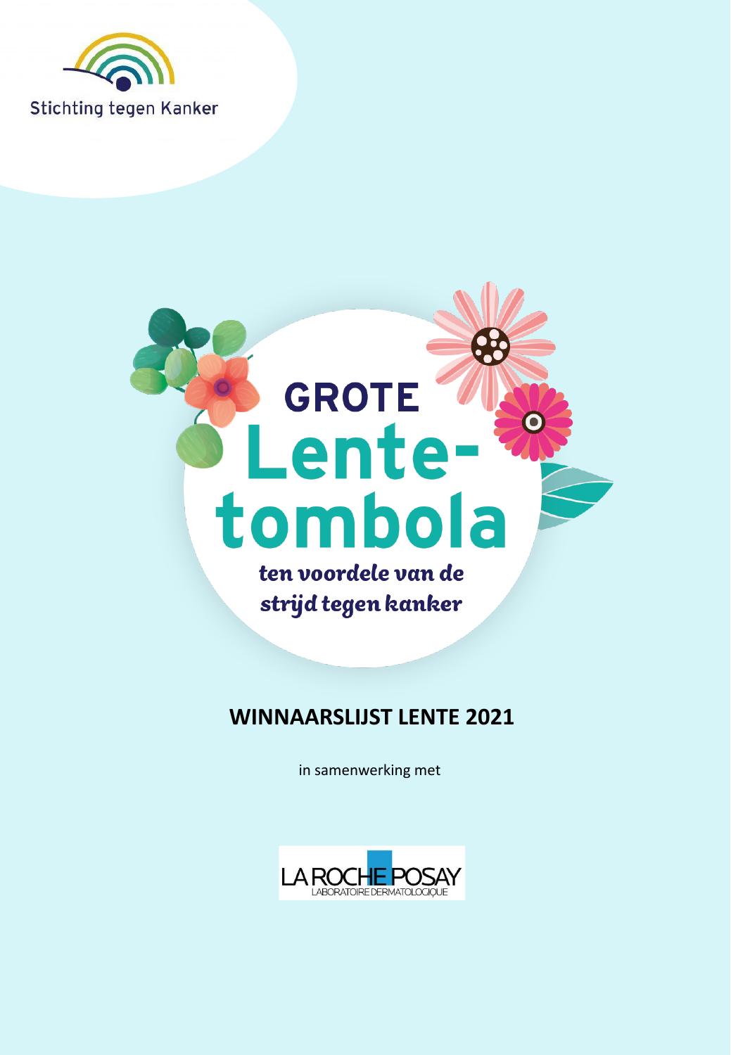Stichting tegen Kanker

# GROTE Lente-tombola

*ten voordele van de strijd tegen kanker*

## WINNAARSLIJST LENTE 2021

in samenwerking met

LA ROCHE POSAY
LABORATOIRE DERMATOLOGIQUE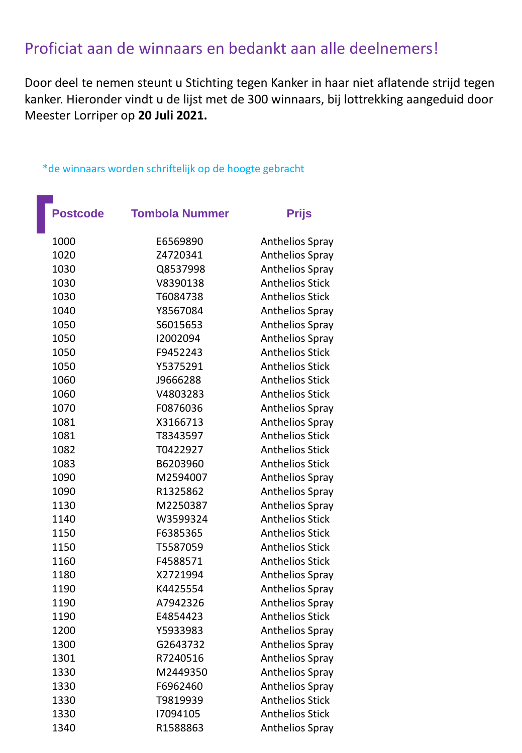## Proficiat aan de winnaars en bedankt aan alle deelnemers!

Door deel te nemen steunt u Stichting tegen Kanker in haar niet aflatende strijd tegen kanker. Hieronder vindt u de lijst met de 300 winnaars, bij lottrekking aangeduid door Meester Lorriper op **20 Juli 2021.**

*de winnaars worden schriftelijk op de hoogte gebracht

| Postcode | Tombola Nummer | Prijs |
|---|---|---|
| 1000 | E6569890 | Anthelios Spray |
| 1020 | Z4720341 | Anthelios Spray |
| 1030 | Q8537998 | Anthelios Spray |
| 1030 | V8390138 | Anthelios Stick |
| 1030 | T6084738 | Anthelios Stick |
| 1040 | Y8567084 | Anthelios Spray |
| 1050 | S6015653 | Anthelios Spray |
| 1050 | I2002094 | Anthelios Spray |
| 1050 | F9452243 | Anthelios Stick |
| 1050 | Y5375291 | Anthelios Stick |
| 1060 | J9666288 | Anthelios Stick |
| 1060 | V4803283 | Anthelios Stick |
| 1070 | F0876036 | Anthelios Spray |
| 1081 | X3166713 | Anthelios Spray |
| 1081 | T8343597 | Anthelios Stick |
| 1082 | T0422927 | Anthelios Stick |
| 1083 | B6203960 | Anthelios Stick |
| 1090 | M2594007 | Anthelios Spray |
| 1090 | R1325862 | Anthelios Spray |
| 1130 | M2250387 | Anthelios Spray |
| 1140 | W3599324 | Anthelios Stick |
| 1150 | F6385365 | Anthelios Stick |
| 1150 | T5587059 | Anthelios Stick |
| 1160 | F4588571 | Anthelios Stick |
| 1180 | X2721994 | Anthelios Spray |
| 1190 | K4425554 | Anthelios Spray |
| 1190 | A7942326 | Anthelios Spray |
| 1190 | E4854423 | Anthelios Stick |
| 1200 | Y5933983 | Anthelios Spray |
| 1300 | G2643732 | Anthelios Spray |
| 1301 | R7240516 | Anthelios Spray |
| 1330 | M2449350 | Anthelios Spray |
| 1330 | F6962460 | Anthelios Spray |
| 1330 | T9819939 | Anthelios Stick |
| 1330 | I7094105 | Anthelios Stick |
| 1340 | R1588863 | Anthelios Spray |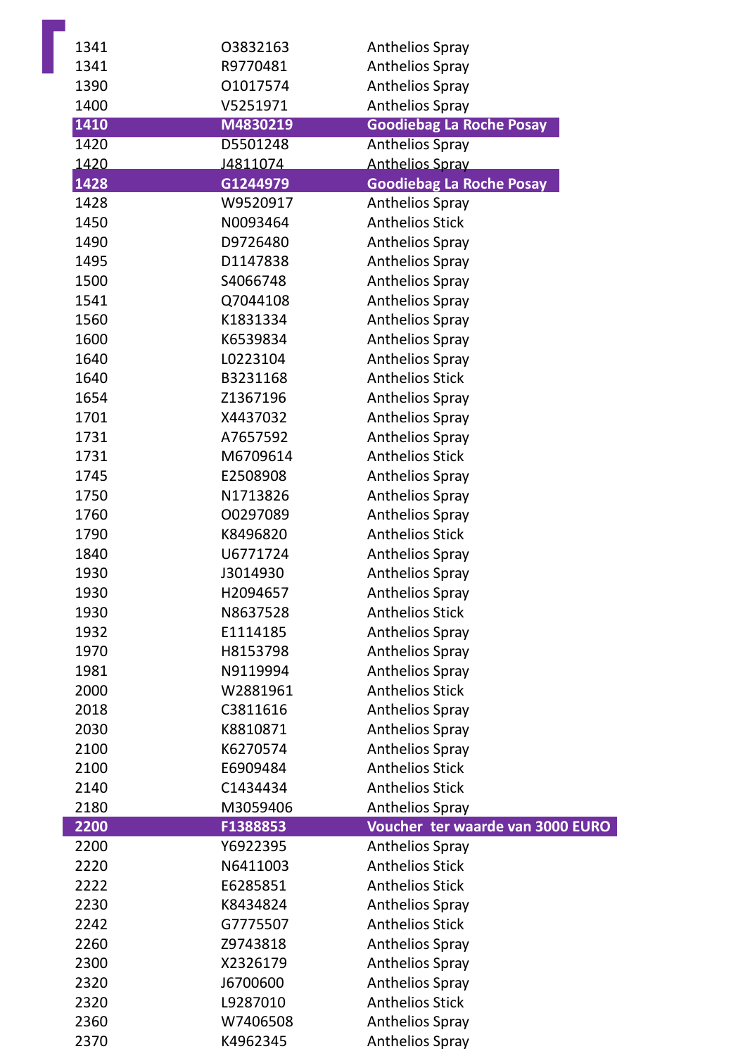| | | |
|---|---|---|
| 1341 | O3832163 | Anthelios Spray |
| 1341 | R9770481 | Anthelios Spray |
| 1390 | O1017574 | Anthelios Spray |
| 1400 | V5251971 | Anthelios Spray |
| **1410** | **M4830219** | **Goodiebag La Roche Posay** |
| 1420 | D5501248 | Anthelios Spray |
| 1420 | J4811074 | Anthelios Spray |
| **1428** | **G1244979** | **Goodiebag La Roche Posay** |
| 1428 | W9520917 | Anthelios Spray |
| 1450 | N0093464 | Anthelios Stick |
| 1490 | D9726480 | Anthelios Spray |
| 1495 | D1147838 | Anthelios Spray |
| 1500 | S4066748 | Anthelios Spray |
| 1541 | Q7044108 | Anthelios Spray |
| 1560 | K1831334 | Anthelios Spray |
| 1600 | K6539834 | Anthelios Spray |
| 1640 | L0223104 | Anthelios Spray |
| 1640 | B3231168 | Anthelios Stick |
| 1654 | Z1367196 | Anthelios Spray |
| 1701 | X4437032 | Anthelios Spray |
| 1731 | A7657592 | Anthelios Spray |
| 1731 | M6709614 | Anthelios Stick |
| 1745 | E2508908 | Anthelios Spray |
| 1750 | N1713826 | Anthelios Spray |
| 1760 | O0297089 | Anthelios Spray |
| 1790 | K8496820 | Anthelios Stick |
| 1840 | U6771724 | Anthelios Spray |
| 1930 | J3014930 | Anthelios Spray |
| 1930 | H2094657 | Anthelios Spray |
| 1930 | N8637528 | Anthelios Stick |
| 1932 | E1114185 | Anthelios Spray |
| 1970 | H8153798 | Anthelios Spray |
| 1981 | N9119994 | Anthelios Spray |
| 2000 | W2881961 | Anthelios Stick |
| 2018 | C3811616 | Anthelios Spray |
| 2030 | K8810871 | Anthelios Spray |
| 2100 | K6270574 | Anthelios Spray |
| 2100 | E6909484 | Anthelios Stick |
| 2140 | C1434434 | Anthelios Stick |
| 2180 | M3059406 | Anthelios Spray |
| **2200** | **F1388853** | **Voucher ter waarde van 3000 EURO** |
| 2200 | Y6922395 | Anthelios Spray |
| 2220 | N6411003 | Anthelios Stick |
| 2222 | E6285851 | Anthelios Stick |
| 2230 | K8434824 | Anthelios Spray |
| 2242 | G7775507 | Anthelios Stick |
| 2260 | Z9743818 | Anthelios Spray |
| 2300 | X2326179 | Anthelios Spray |
| 2320 | J6700600 | Anthelios Spray |
| 2320 | L9287010 | Anthelios Stick |
| 2360 | W7406508 | Anthelios Spray |
| 2370 | K4962345 | Anthelios Spray |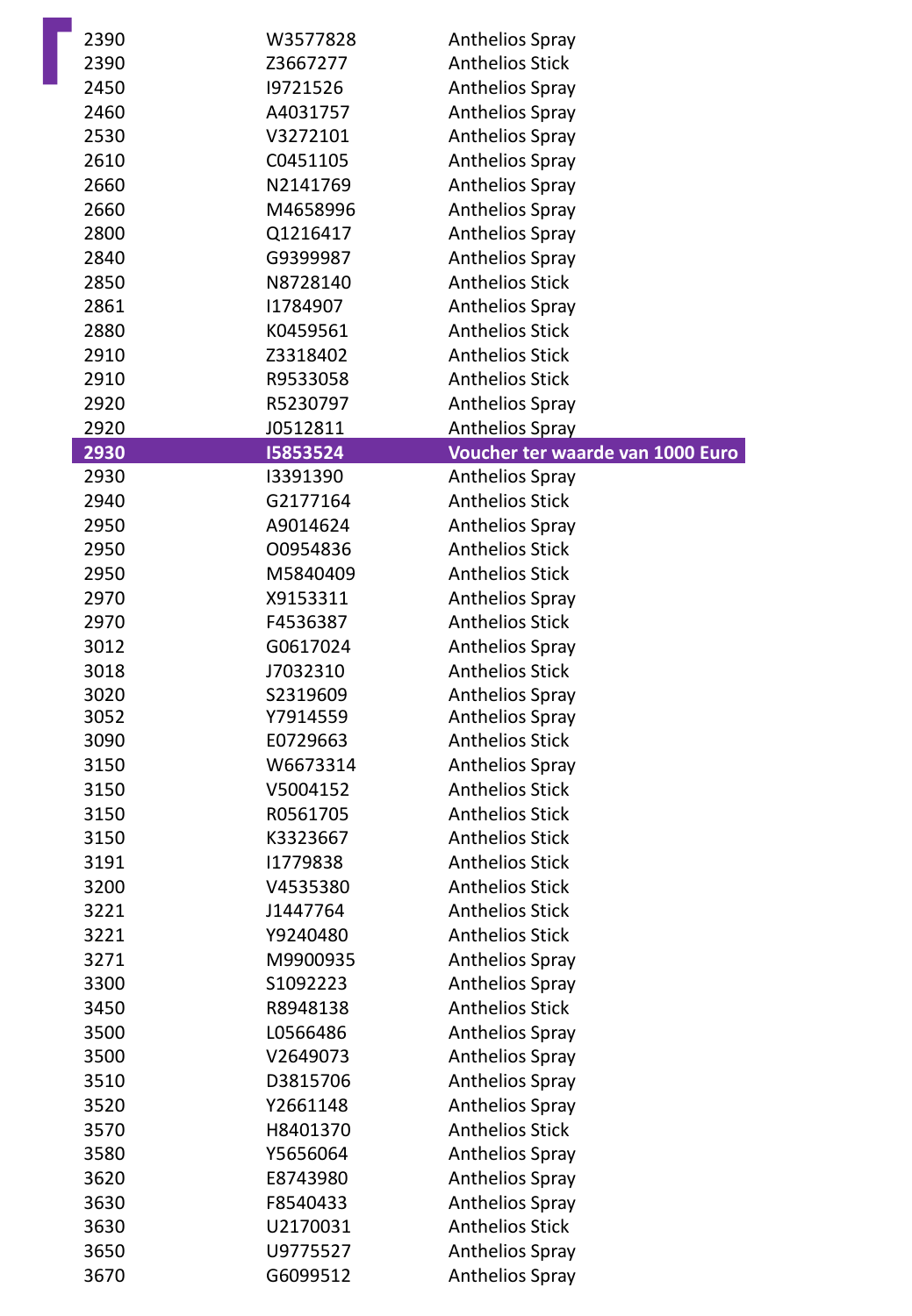| | | |
|---|---|---|
| 2390 | W3577828 | Anthelios Spray |
| 2390 | Z3667277 | Anthelios Stick |
| 2450 | I9721526 | Anthelios Spray |
| 2460 | A4031757 | Anthelios Spray |
| 2530 | V3272101 | Anthelios Spray |
| 2610 | C0451105 | Anthelios Spray |
| 2660 | N2141769 | Anthelios Spray |
| 2660 | M4658996 | Anthelios Spray |
| 2800 | Q1216417 | Anthelios Spray |
| 2840 | G9399987 | Anthelios Spray |
| 2850 | N8728140 | Anthelios Stick |
| 2861 | I1784907 | Anthelios Spray |
| 2880 | K0459561 | Anthelios Stick |
| 2910 | Z3318402 | Anthelios Stick |
| 2910 | R9533058 | Anthelios Stick |
| 2920 | R5230797 | Anthelios Spray |
| 2920 | J0512811 | Anthelios Spray |
| **2930** | **I5853524** | **Voucher ter waarde van 1000 Euro** |
| 2930 | I3391390 | Anthelios Spray |
| 2940 | G2177164 | Anthelios Stick |
| 2950 | A9014624 | Anthelios Spray |
| 2950 | O0954836 | Anthelios Stick |
| 2950 | M5840409 | Anthelios Stick |
| 2970 | X9153311 | Anthelios Spray |
| 2970 | F4536387 | Anthelios Stick |
| 3012 | G0617024 | Anthelios Spray |
| 3018 | J7032310 | Anthelios Stick |
| 3020 | S2319609 | Anthelios Spray |
| 3052 | Y7914559 | Anthelios Spray |
| 3090 | E0729663 | Anthelios Stick |
| 3150 | W6673314 | Anthelios Spray |
| 3150 | V5004152 | Anthelios Stick |
| 3150 | R0561705 | Anthelios Stick |
| 3150 | K3323667 | Anthelios Stick |
| 3191 | I1779838 | Anthelios Stick |
| 3200 | V4535380 | Anthelios Stick |
| 3221 | J1447764 | Anthelios Stick |
| 3221 | Y9240480 | Anthelios Stick |
| 3271 | M9900935 | Anthelios Spray |
| 3300 | S1092223 | Anthelios Spray |
| 3450 | R8948138 | Anthelios Stick |
| 3500 | L0566486 | Anthelios Spray |
| 3500 | V2649073 | Anthelios Spray |
| 3510 | D3815706 | Anthelios Spray |
| 3520 | Y2661148 | Anthelios Spray |
| 3570 | H8401370 | Anthelios Stick |
| 3580 | Y5656064 | Anthelios Spray |
| 3620 | E8743980 | Anthelios Spray |
| 3630 | F8540433 | Anthelios Spray |
| 3630 | U2170031 | Anthelios Stick |
| 3650 | U9775527 | Anthelios Spray |
| 3670 | G6099512 | Anthelios Spray |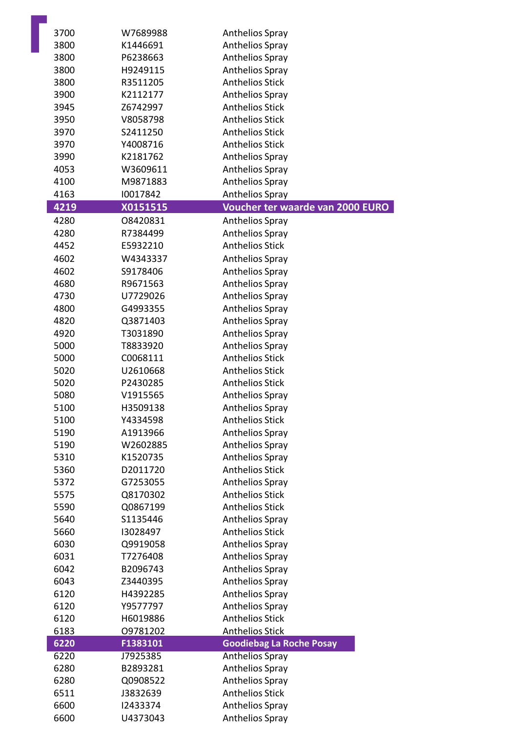| | | |
|---|---|---|
| 3700 | W7689988 | Anthelios Spray |
| 3800 | K1446691 | Anthelios Spray |
| 3800 | P6238663 | Anthelios Spray |
| 3800 | H9249115 | Anthelios Spray |
| 3800 | R3511205 | Anthelios Stick |
| 3900 | K2112177 | Anthelios Spray |
| 3945 | Z6742997 | Anthelios Stick |
| 3950 | V8058798 | Anthelios Stick |
| 3970 | S2411250 | Anthelios Stick |
| 3970 | Y4008716 | Anthelios Stick |
| 3990 | K2181762 | Anthelios Spray |
| 4053 | W3609611 | Anthelios Spray |
| 4100 | M9871883 | Anthelios Spray |
| 4163 | I0017842 | Anthelios Spray |
| **4219** | **X0151515** | **Voucher ter waarde van 2000 EURO** |
| 4280 | O8420831 | Anthelios Spray |
| 4280 | R7384499 | Anthelios Spray |
| 4452 | E5932210 | Anthelios Stick |
| 4602 | W4343337 | Anthelios Spray |
| 4602 | S9178406 | Anthelios Spray |
| 4680 | R9671563 | Anthelios Spray |
| 4730 | U7729026 | Anthelios Spray |
| 4800 | G4993355 | Anthelios Spray |
| 4820 | Q3871403 | Anthelios Spray |
| 4920 | T3031890 | Anthelios Spray |
| 5000 | T8833920 | Anthelios Spray |
| 5000 | C0068111 | Anthelios Stick |
| 5020 | U2610668 | Anthelios Stick |
| 5020 | P2430285 | Anthelios Stick |
| 5080 | V1915565 | Anthelios Spray |
| 5100 | H3509138 | Anthelios Spray |
| 5100 | Y4334598 | Anthelios Stick |
| 5190 | A1913966 | Anthelios Spray |
| 5190 | W2602885 | Anthelios Spray |
| 5310 | K1520735 | Anthelios Spray |
| 5360 | D2011720 | Anthelios Stick |
| 5372 | G7253055 | Anthelios Spray |
| 5575 | Q8170302 | Anthelios Stick |
| 5590 | Q0867199 | Anthelios Stick |
| 5640 | S1135446 | Anthelios Spray |
| 5660 | I3028497 | Anthelios Stick |
| 6030 | Q9919058 | Anthelios Spray |
| 6031 | T7276408 | Anthelios Spray |
| 6042 | B2096743 | Anthelios Spray |
| 6043 | Z3440395 | Anthelios Spray |
| 6120 | H4392285 | Anthelios Spray |
| 6120 | Y9577797 | Anthelios Spray |
| 6120 | H6019886 | Anthelios Stick |
| 6183 | O9781202 | Anthelios Stick |
| **6220** | **F1383101** | **Goodiebag La Roche Posay** |
| 6220 | J7925385 | Anthelios Spray |
| 6280 | B2893281 | Anthelios Spray |
| 6280 | Q0908522 | Anthelios Spray |
| 6511 | J3832639 | Anthelios Stick |
| 6600 | I2433374 | Anthelios Spray |
| 6600 | U4373043 | Anthelios Spray |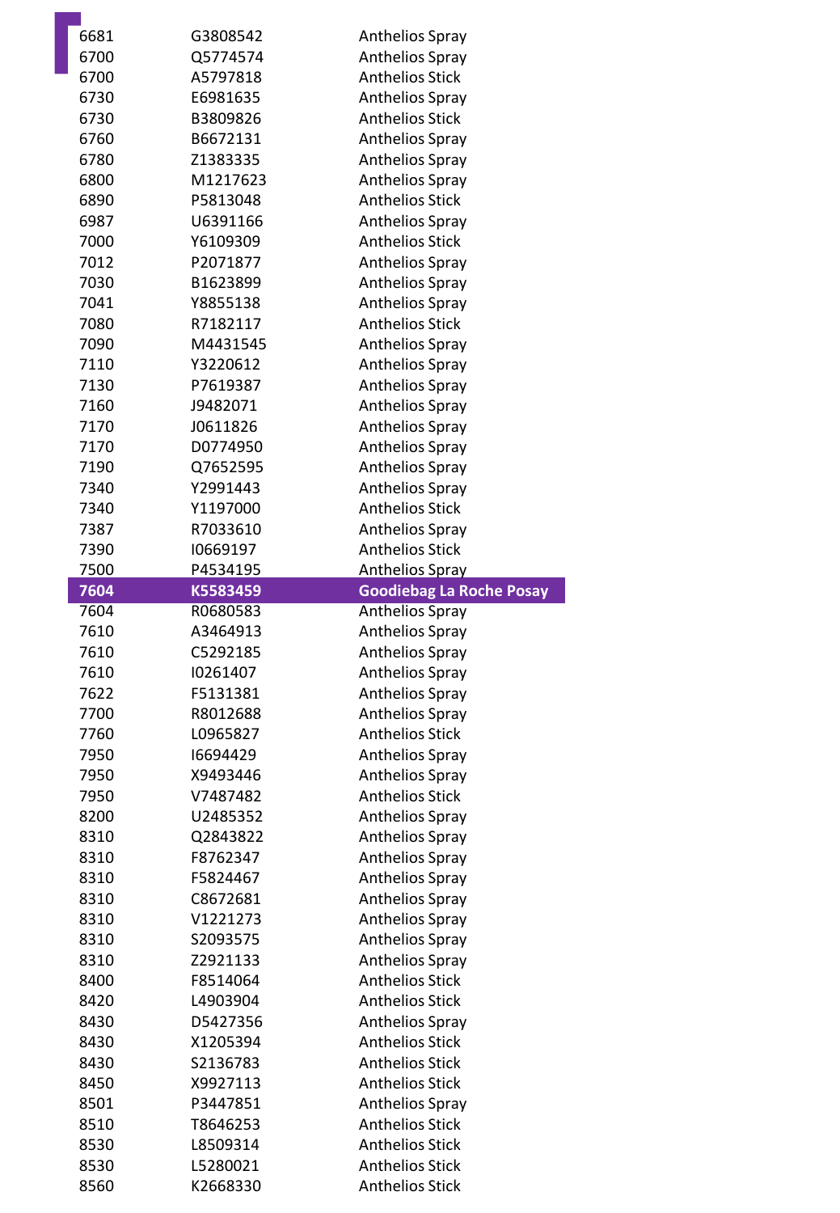| | | |
|---|---|---|
| 6681 | G3808542 | Anthelios Spray |
| 6700 | Q5774574 | Anthelios Spray |
| 6700 | A5797818 | Anthelios Stick |
| 6730 | E6981635 | Anthelios Spray |
| 6730 | B3809826 | Anthelios Stick |
| 6760 | B6672131 | Anthelios Spray |
| 6780 | Z1383335 | Anthelios Spray |
| 6800 | M1217623 | Anthelios Spray |
| 6890 | P5813048 | Anthelios Stick |
| 6987 | U6391166 | Anthelios Spray |
| 7000 | Y6109309 | Anthelios Stick |
| 7012 | P2071877 | Anthelios Spray |
| 7030 | B1623899 | Anthelios Spray |
| 7041 | Y8855138 | Anthelios Spray |
| 7080 | R7182117 | Anthelios Stick |
| 7090 | M4431545 | Anthelios Spray |
| 7110 | Y3220612 | Anthelios Spray |
| 7130 | P7619387 | Anthelios Spray |
| 7160 | J9482071 | Anthelios Spray |
| 7170 | J0611826 | Anthelios Spray |
| 7170 | D0774950 | Anthelios Spray |
| 7190 | Q7652595 | Anthelios Spray |
| 7340 | Y2991443 | Anthelios Spray |
| 7340 | Y1197000 | Anthelios Stick |
| 7387 | R7033610 | Anthelios Spray |
| 7390 | I0669197 | Anthelios Stick |
| 7500 | P4534195 | Anthelios Spray |
| **7604** | **K5583459** | **Goodiebag La Roche Posay** |
| 7604 | R0680583 | Anthelios Spray |
| 7610 | A3464913 | Anthelios Spray |
| 7610 | C5292185 | Anthelios Spray |
| 7610 | I0261407 | Anthelios Spray |
| 7622 | F5131381 | Anthelios Spray |
| 7700 | R8012688 | Anthelios Spray |
| 7760 | L0965827 | Anthelios Stick |
| 7950 | I6694429 | Anthelios Spray |
| 7950 | X9493446 | Anthelios Spray |
| 7950 | V7487482 | Anthelios Stick |
| 8200 | U2485352 | Anthelios Spray |
| 8310 | Q2843822 | Anthelios Spray |
| 8310 | F8762347 | Anthelios Spray |
| 8310 | F5824467 | Anthelios Spray |
| 8310 | C8672681 | Anthelios Spray |
| 8310 | V1221273 | Anthelios Spray |
| 8310 | S2093575 | Anthelios Spray |
| 8310 | Z2921133 | Anthelios Spray |
| 8400 | F8514064 | Anthelios Stick |
| 8420 | L4903904 | Anthelios Stick |
| 8430 | D5427356 | Anthelios Spray |
| 8430 | X1205394 | Anthelios Stick |
| 8430 | S2136783 | Anthelios Stick |
| 8450 | X9927113 | Anthelios Stick |
| 8501 | P3447851 | Anthelios Spray |
| 8510 | T8646253 | Anthelios Stick |
| 8530 | L8509314 | Anthelios Stick |
| 8530 | L5280021 | Anthelios Stick |
| 8560 | K2668330 | Anthelios Stick |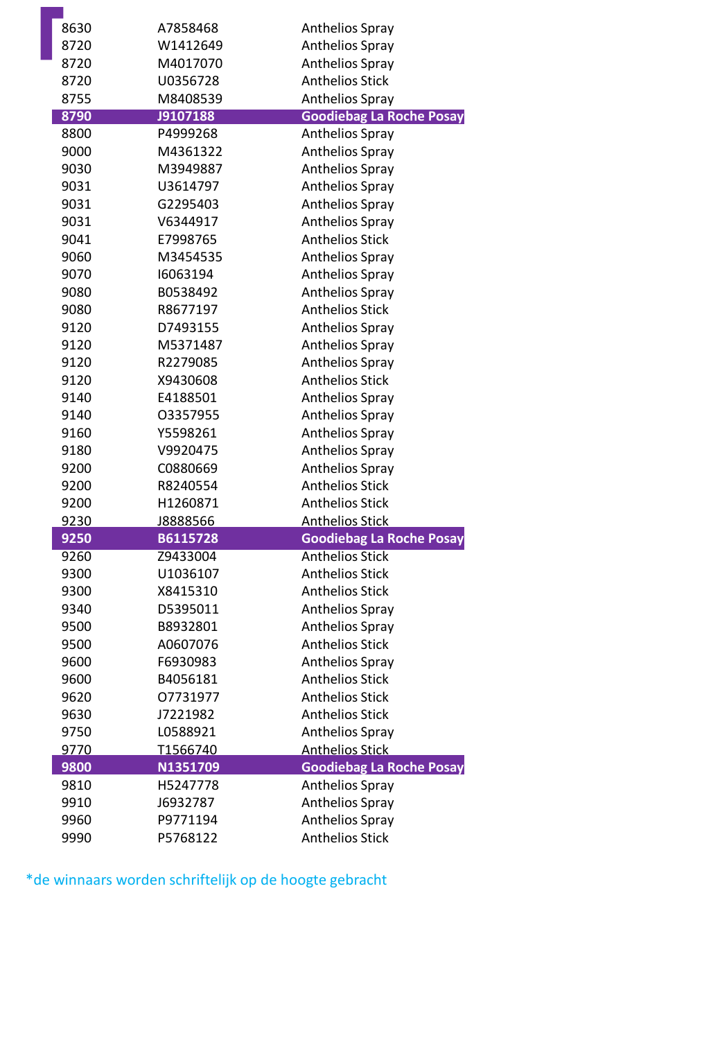| | | |
|---|---|---|
| 8630 | A7858468 | Anthelios Spray |
| 8720 | W1412649 | Anthelios Spray |
| 8720 | M4017070 | Anthelios Spray |
| 8720 | U0356728 | Anthelios Stick |
| 8755 | M8408539 | Anthelios Spray |
| **8790** | **J9107188** | **Goodiebag La Roche Posay** |
| 8800 | P4999268 | Anthelios Spray |
| 9000 | M4361322 | Anthelios Spray |
| 9030 | M3949887 | Anthelios Spray |
| 9031 | U3614797 | Anthelios Spray |
| 9031 | G2295403 | Anthelios Spray |
| 9031 | V6344917 | Anthelios Spray |
| 9041 | E7998765 | Anthelios Stick |
| 9060 | M3454535 | Anthelios Spray |
| 9070 | I6063194 | Anthelios Spray |
| 9080 | B0538492 | Anthelios Spray |
| 9080 | R8677197 | Anthelios Stick |
| 9120 | D7493155 | Anthelios Spray |
| 9120 | M5371487 | Anthelios Spray |
| 9120 | R2279085 | Anthelios Spray |
| 9120 | X9430608 | Anthelios Stick |
| 9140 | E4188501 | Anthelios Spray |
| 9140 | O3357955 | Anthelios Spray |
| 9160 | Y5598261 | Anthelios Spray |
| 9180 | V9920475 | Anthelios Spray |
| 9200 | C0880669 | Anthelios Spray |
| 9200 | R8240554 | Anthelios Stick |
| 9200 | H1260871 | Anthelios Stick |
| 9230 | J8888566 | Anthelios Stick |
| **9250** | **B6115728** | **Goodiebag La Roche Posay** |
| 9260 | Z9433004 | Anthelios Stick |
| 9300 | U1036107 | Anthelios Stick |
| 9300 | X8415310 | Anthelios Stick |
| 9340 | D5395011 | Anthelios Spray |
| 9500 | B8932801 | Anthelios Spray |
| 9500 | A0607076 | Anthelios Stick |
| 9600 | F6930983 | Anthelios Spray |
| 9600 | B4056181 | Anthelios Stick |
| 9620 | O7731977 | Anthelios Stick |
| 9630 | J7221982 | Anthelios Stick |
| 9750 | L0588921 | Anthelios Spray |
| 9770 | T1566740 | Anthelios Stick |
| **9800** | **N1351709** | **Goodiebag La Roche Posay** |
| 9810 | H5247778 | Anthelios Spray |
| 9910 | J6932787 | Anthelios Spray |
| 9960 | P9771194 | Anthelios Spray |
| 9990 | P5768122 | Anthelios Stick |

*de winnaars worden schriftelijk op de hoogte gebracht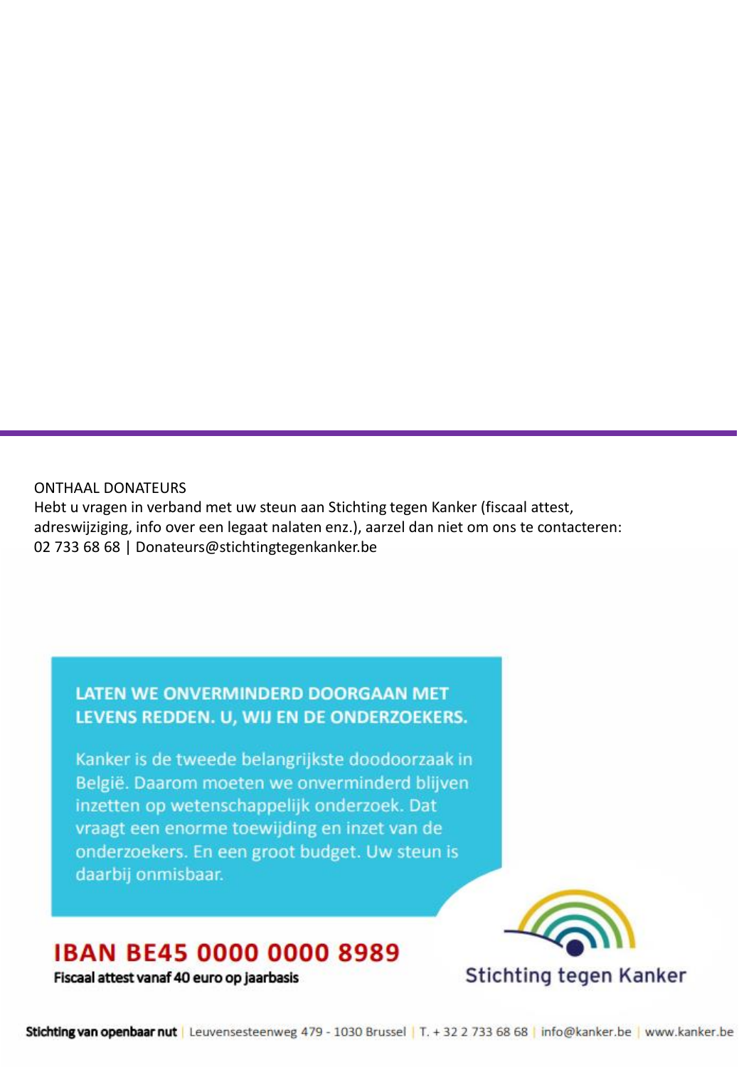ONTHAAL DONATEURS
Hebt u vragen in verband met uw steun aan Stichting tegen Kanker (fiscaal attest, adreswijziging, info over een legaat nalaten enz.), aarzel dan niet om ons te contacteren:
02 733 68 68 | Donateurs@stichtingtegenkanker.be

**LATEN WE ONVERMINDERD DOORGAAN MET LEVENS REDDEN. U, WIJ EN DE ONDERZOEKERS.**

Kanker is de tweede belangrijkste doodoorzaak in België. Daarom moeten we onverminderd blijven inzetten op wetenschappelijk onderzoek. Dat vraagt een enorme toewijding en inzet van de onderzoekers. En een groot budget. Uw steun is daarbij onmisbaar.

**IBAN BE45 0000 0000 8989**

**Fiscaal attest vanaf 40 euro op jaarbasis**

Stichting tegen Kanker

**Stichting van openbaar nut** | Leuvensesteenweg 479 - 1030 Brussel | T. + 32 2 733 68 68 | info@kanker.be | www.kanker.be